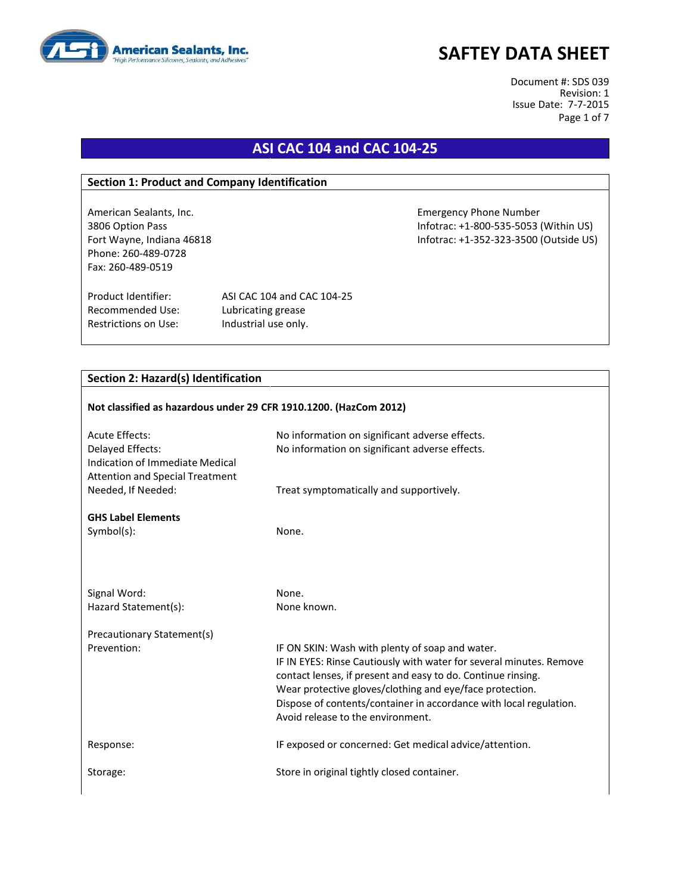American Sealants, Inc.
"High Performance Silicones, Sealants, and Adhesives"

# SAFTEY DATA SHEET

Document #: SDS 039
Revision: 1
Issue Date: 7-7-2015

## ASI CAC 104 and CAC 104-25

### Section 1: Product and Company Identification

American Sealants, Inc.
3806 Option Pass
Fort Wayne, Indiana 46818
Phone: 260-489-0728
Fax: 260-489-0519

Emergency Phone Number
Infotrac: +1-800-535-5053 (Within US)
Infotrac: +1-352-323-3500 (Outside US)

| | |
|---|---|
| Product Identifier: | ASI CAC 104 and CAC 104-25 |
| Recommended Use: | Lubricating grease |
| Restrictions on Use: | Industrial use only. |

### Section 2: Hazard(s) Identification

**Not classified as hazardous under 29 CFR 1910.1200. (HazCom 2012)**

| | |
|---|---|
| Acute Effects: | No information on significant adverse effects. |
| Delayed Effects: | No information on significant adverse effects. |
| Indication of Immediate Medical Attention and Special Treatment Needed, If Needed: | Treat symptomatically and supportively. |

**GHS Label Elements**

| | |
|---|---|
| Symbol(s): | None. |
| Signal Word: | None. |
| Hazard Statement(s): | None known. |

Precautionary Statement(s)

| | |
|---|---|
| Prevention: | IF ON SKIN: Wash with plenty of soap and water.<br>IF IN EYES: Rinse Cautiously with water for several minutes. Remove contact lenses, if present and easy to do. Continue rinsing.<br>Wear protective gloves/clothing and eye/face protection.<br>Dispose of contents/container in accordance with local regulation.<br>Avoid release to the environment. |
| Response: | IF exposed or concerned: Get medical advice/attention. |
| Storage: | Store in original tightly closed container. |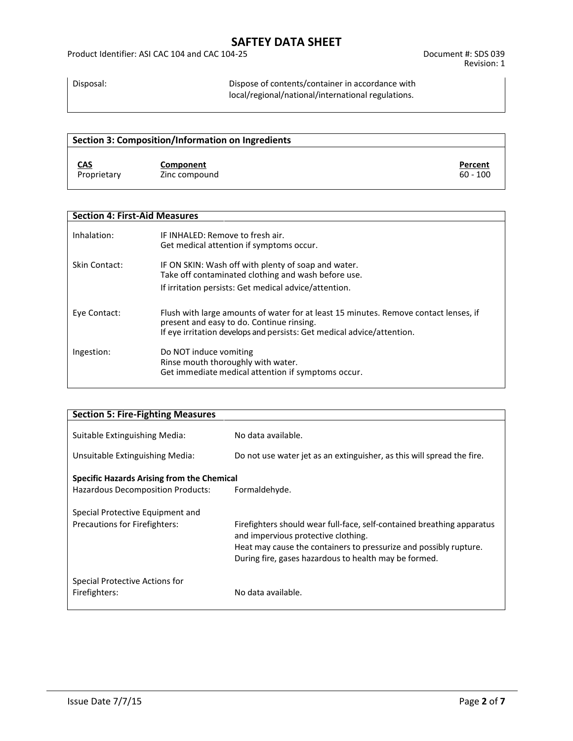Disposal: Dispose of contents/container in accordance with local/regional/national/international regulations.

## Section 3: Composition/Information on Ingredients

| CAS | Component | Percent |
|---|---|---|
| Proprietary | Zinc compound | 60 - 100 |

## Section 4: First-Aid Measures

**Inhalation:** IF INHALED: Remove to fresh air.
Get medical attention if symptoms occur.

**Skin Contact:** IF ON SKIN: Wash off with plenty of soap and water.
Take off contaminated clothing and wash before use.
If irritation persists: Get medical advice/attention.

**Eye Contact:** Flush with large amounts of water for at least 15 minutes. Remove contact lenses, if present and easy to do. Continue rinsing.
If eye irritation develops and persists: Get medical advice/attention.

**Ingestion:** Do NOT induce vomiting
Rinse mouth thoroughly with water.
Get immediate medical attention if symptoms occur.

## Section 5: Fire-Fighting Measures

**Suitable Extinguishing Media:** No data available.

**Unsuitable Extinguishing Media:** Do not use water jet as an extinguisher, as this will spread the fire.

**Specific Hazards Arising from the Chemical**

Hazardous Decomposition Products: Formaldehyde.

**Special Protective Equipment and Precautions for Firefighters:** Firefighters should wear full-face, self-contained breathing apparatus and impervious protective clothing.
Heat may cause the containers to pressurize and possibly rupture.
During fire, gases hazardous to health may be formed.

**Special Protective Actions for Firefighters:** No data available.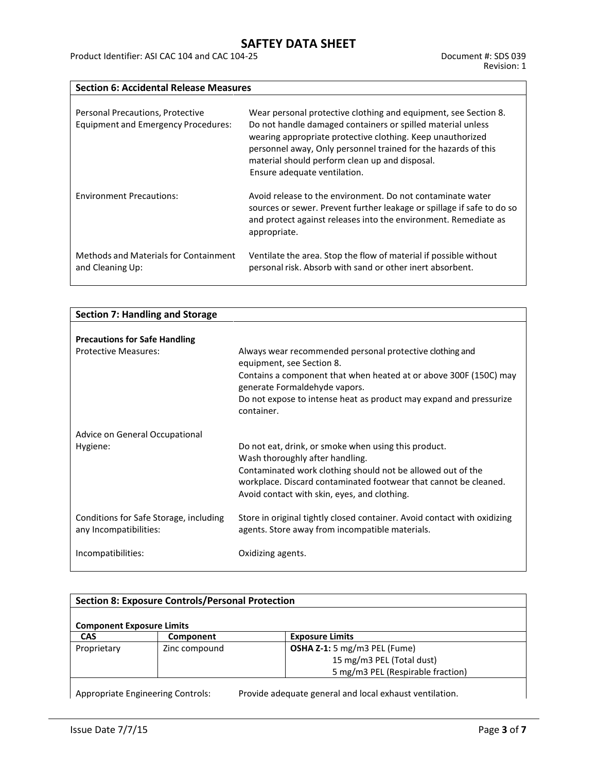## Section 6: Accidental Release Measures

**Personal Precautions, Protective Equipment and Emergency Procedures:** Wear personal protective clothing and equipment, see Section 8. Do not handle damaged containers or spilled material unless wearing appropriate protective clothing. Keep unauthorized personnel away, Only personnel trained for the hazards of this material should perform clean up and disposal. Ensure adequate ventilation.

**Environment Precautions:** Avoid release to the environment. Do not contaminate water sources or sewer. Prevent further leakage or spillage if safe to do so and protect against releases into the environment. Remediate as appropriate.

**Methods and Materials for Containment and Cleaning Up:** Ventilate the area. Stop the flow of material if possible without personal risk. Absorb with sand or other inert absorbent.

## Section 7: Handling and Storage

**Precautions for Safe Handling**

Protective Measures: Always wear recommended personal protective clothing and equipment, see Section 8.
Contains a component that when heated at or above 300F (150C) may generate Formaldehyde vapors.
Do not expose to intense heat as product may expand and pressurize container.

Advice on General Occupational Hygiene: Do not eat, drink, or smoke when using this product.
Wash thoroughly after handling.
Contaminated work clothing should not be allowed out of the workplace. Discard contaminated footwear that cannot be cleaned.
Avoid contact with skin, eyes, and clothing.

Conditions for Safe Storage, including any Incompatibilities: Store in original tightly closed container. Avoid contact with oxidizing agents. Store away from incompatible materials.

Incompatibilities: Oxidizing agents.

## Section 8: Exposure Controls/Personal Protection

**Component Exposure Limits**

| CAS | Component | Exposure Limits |
| --- | --- | --- |
| Proprietary | Zinc compound | **OSHA Z-1:** 5 mg/m3 PEL (Fume)<br>15 mg/m3 PEL (Total dust)<br>5 mg/m3 PEL (Respirable fraction) |

Appropriate Engineering Controls: Provide adequate general and local exhaust ventilation.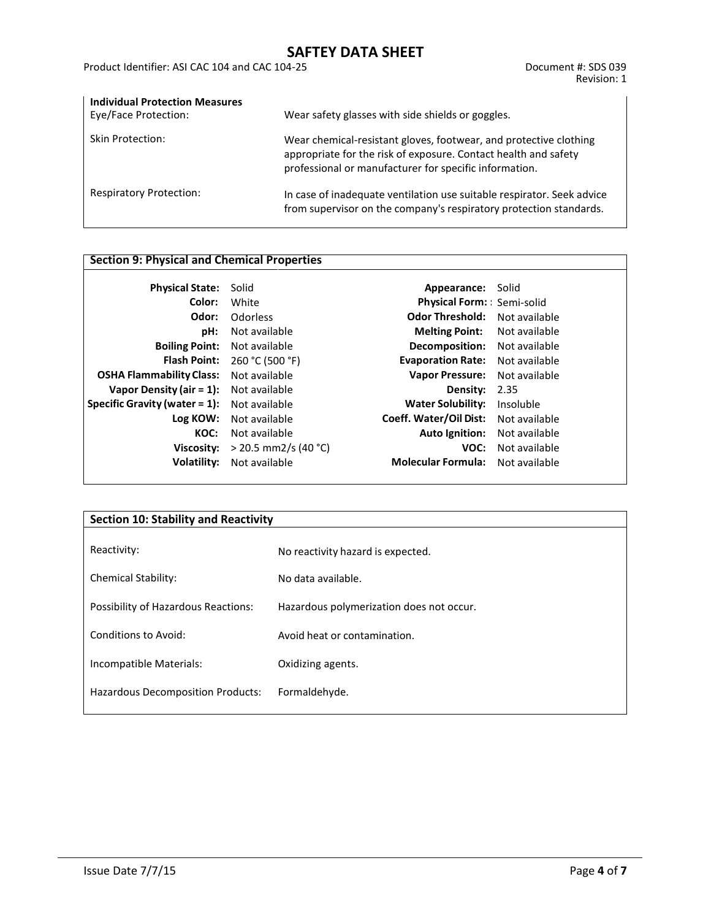**Individual Protection Measures**

| | |
|---|---|
| Eye/Face Protection: | Wear safety glasses with side shields or goggles. |
| Skin Protection: | Wear chemical-resistant gloves, footwear, and protective clothing appropriate for the risk of exposure. Contact health and safety professional or manufacturer for specific information. |
| Respiratory Protection: | In case of inadequate ventilation use suitable respirator. Seek advice from supervisor on the company's respiratory protection standards. |

## Section 9: Physical and Chemical Properties

| | | | |
|---|---|---|---|
| **Physical State:** | Solid | **Appearance:** | Solid |
| **Color:** | White | **Physical Form:** | Semi-solid |
| **Odor:** | Odorless | **Odor Threshold:** | Not available |
| **pH:** | Not available | **Melting Point:** | Not available |
| **Boiling Point:** | Not available | **Decomposition:** | Not available |
| **Flash Point:** | 260 °C (500 °F) | **Evaporation Rate:** | Not available |
| **OSHA Flammability Class:** | Not available | **Vapor Pressure:** | Not available |
| **Vapor Density (air = 1):** | Not available | **Density:** | 2.35 |
| **Specific Gravity (water = 1):** | Not available | **Water Solubility:** | Insoluble |
| **Log KOW:** | Not available | **Coeff. Water/Oil Dist:** | Not available |
| **KOC:** | Not available | **Auto Ignition:** | Not available |
| **Viscosity:** | > 20.5 mm2/s (40 °C) | **VOC:** | Not available |
| **Volatility:** | Not available | **Molecular Formula:** | Not available |

## Section 10: Stability and Reactivity

| | |
|---|---|
| Reactivity: | No reactivity hazard is expected. |
| Chemical Stability: | No data available. |
| Possibility of Hazardous Reactions: | Hazardous polymerization does not occur. |
| Conditions to Avoid: | Avoid heat or contamination. |
| Incompatible Materials: | Oxidizing agents. |
| Hazardous Decomposition Products: | Formaldehyde. |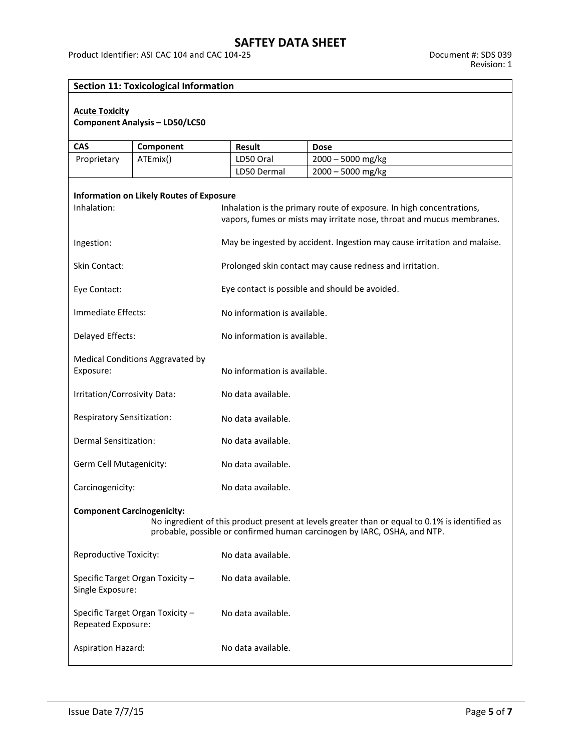## Section 11: Toxicological Information

**Acute Toxicity**

**Component Analysis – LD50/LC50**

| CAS | Component | Result | Dose |
|---|---|---|---|
| Proprietary | ATEmix() | LD50 Oral | 2000 – 5000 mg/kg |
| | | LD50 Dermal | 2000 – 5000 mg/kg |

**Information on Likely Routes of Exposure**

Inhalation: Inhalation is the primary route of exposure. In high concentrations, vapors, fumes or mists may irritate nose, throat and mucus membranes.

Ingestion: May be ingested by accident. Ingestion may cause irritation and malaise.

Skin Contact: Prolonged skin contact may cause redness and irritation.

Eye Contact: Eye contact is possible and should be avoided.

Immediate Effects: No information is available.

Delayed Effects: No information is available.

Medical Conditions Aggravated by Exposure: No information is available.

Irritation/Corrosivity Data: No data available.

Respiratory Sensitization: No data available.

Dermal Sensitization: No data available.

Germ Cell Mutagenicity: No data available.

Carcinogenicity: No data available.

**Component Carcinogenicity:**

No ingredient of this product present at levels greater than or equal to 0.1% is identified as probable, possible or confirmed human carcinogen by IARC, OSHA, and NTP.

Reproductive Toxicity: No data available.

Specific Target Organ Toxicity – Single Exposure: No data available.

Specific Target Organ Toxicity – Repeated Exposure: No data available.

Aspiration Hazard: No data available.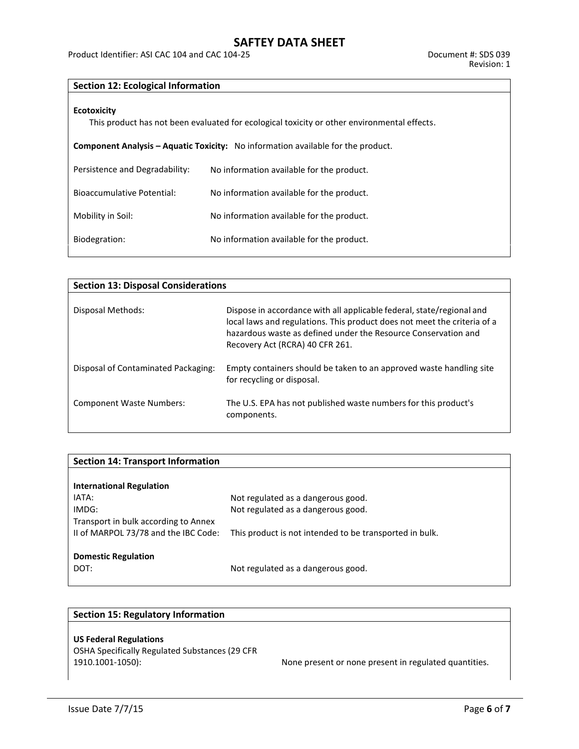## Section 12: Ecological Information

**Ecotoxicity**

This product has not been evaluated for ecological toxicity or other environmental effects.

**Component Analysis – Aquatic Toxicity:** No information available for the product.

| | |
|---|---|
| Persistence and Degradability: | No information available for the product. |
| Bioaccumulative Potential: | No information available for the product. |
| Mobility in Soil: | No information available for the product. |
| Biodegration: | No information available for the product. |

## Section 13: Disposal Considerations

| | |
|---|---|
| Disposal Methods: | Dispose in accordance with all applicable federal, state/regional and local laws and regulations. This product does not meet the criteria of a hazardous waste as defined under the Resource Conservation and Recovery Act (RCRA) 40 CFR 261. |
| Disposal of Contaminated Packaging: | Empty containers should be taken to an approved waste handling site for recycling or disposal. |
| Component Waste Numbers: | The U.S. EPA has not published waste numbers for this product's components. |

## Section 14: Transport Information

**International Regulation**

| | |
|---|---|
| IATA: | Not regulated as a dangerous good. |
| IMDG: | Not regulated as a dangerous good. |
| Transport in bulk according to Annex II of MARPOL 73/78 and the IBC Code: | This product is not intended to be transported in bulk. |

**Domestic Regulation**

| | |
|---|---|
| DOT: | Not regulated as a dangerous good. |

## Section 15: Regulatory Information

**US Federal Regulations**

| | |
|---|---|
| OSHA Specifically Regulated Substances (29 CFR 1910.1001-1050): | None present or none present in regulated quantities. |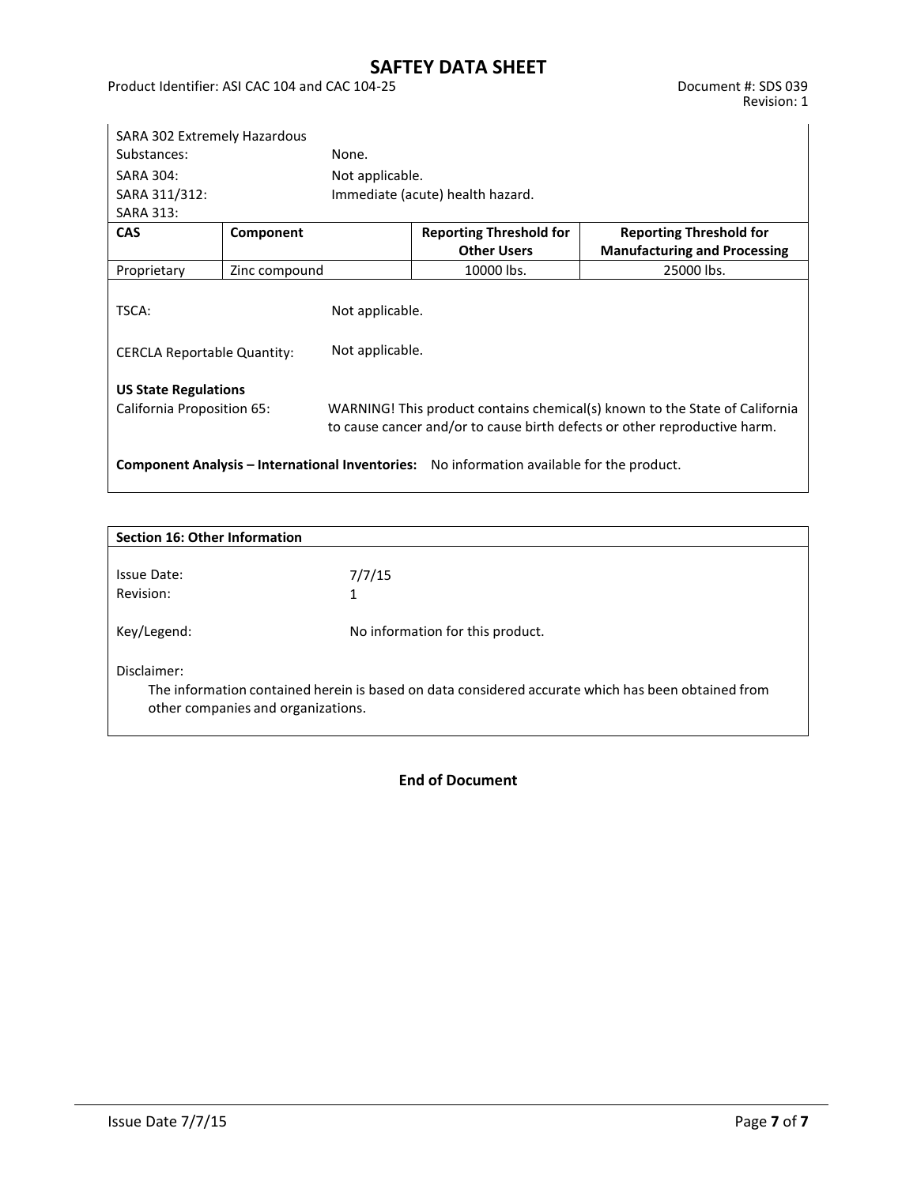SARA 302 Extremely Hazardous Substances: None.

SARA 304: Not applicable.

SARA 311/312: Immediate (acute) health hazard.

SARA 313:

| CAS | Component | Reporting Threshold for Other Users | Reporting Threshold for Manufacturing and Processing |
| --- | --- | --- | --- |
| Proprietary | Zinc compound | 10000 lbs. | 25000 lbs. |

TSCA: Not applicable.

CERCLA Reportable Quantity: Not applicable.

**US State Regulations**

California Proposition 65: WARNING! This product contains chemical(s) known to the State of California to cause cancer and/or to cause birth defects or other reproductive harm.

**Component Analysis – International Inventories:** No information available for the product.

## Section 16: Other Information

Issue Date: 7/7/15

Revision: 1

Key/Legend: No information for this product.

Disclaimer:

The information contained herein is based on data considered accurate which has been obtained from other companies and organizations.

**End of Document**